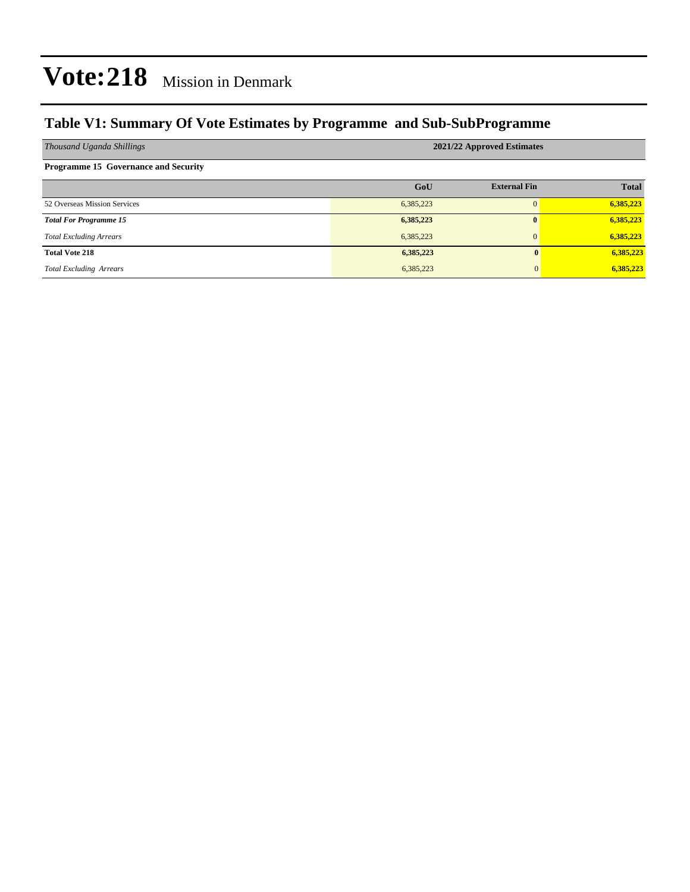# Vote:218 Mission in Denmark

## Table V1: Summary Of Vote Estimates by Programme and Sub-SubProgramme

| *Thousand Uganda Shillings* | 2021/22 Approved Estimates | | |
|---|---|---|---|
| **Programme 15 Governance and Security** | | | |
| | **GoU** | **External Fin** | **Total** |
| 52 Overseas Mission Services | 6,385,223 | 0 | **6,385,223** |
| ***Total For Programme 15*** | **6,385,223** | **0** | **6,385,223** |
| *Total Excluding Arrears* | 6,385,223 | 0 | **6,385,223** |
| **Total Vote 218** | **6,385,223** | **0** | **6,385,223** |
| *Total Excluding Arrears* | 6,385,223 | 0 | **6,385,223** |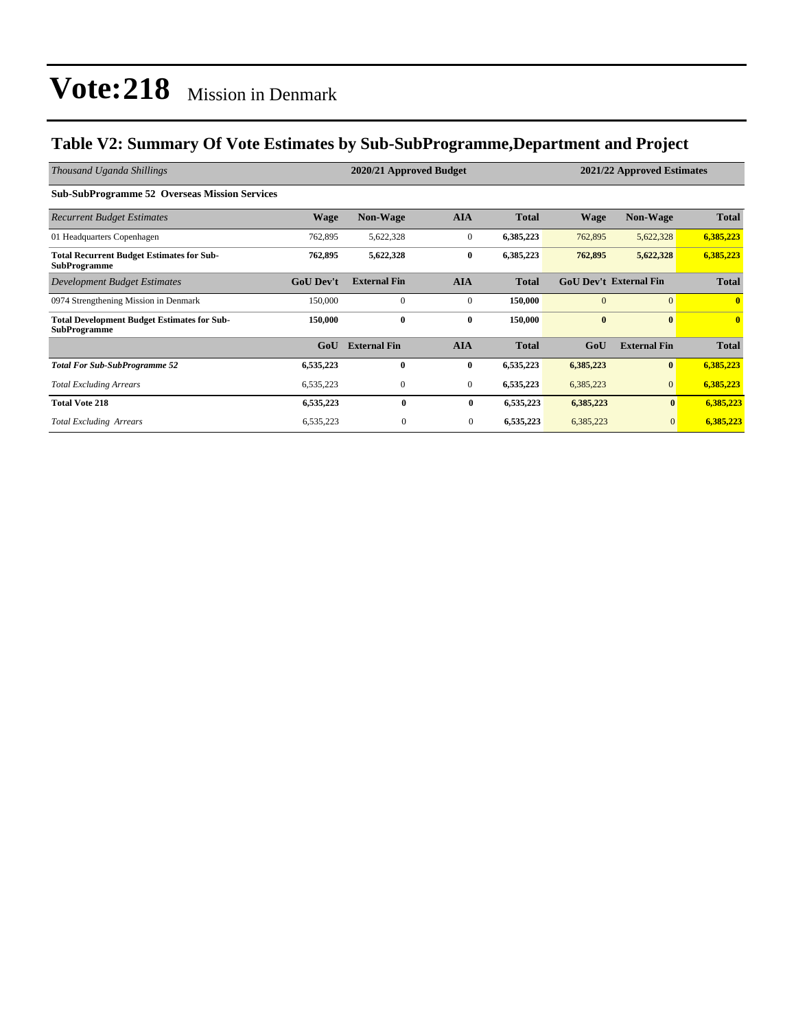# Vote:218 Mission in Denmark

## Table V2: Summary Of Vote Estimates by Sub-SubProgramme,Department and Project

| *Thousand Uganda Shillings* | 2020/21 Approved Budget | | | | 2021/22 Approved Estimates | | |
|---|---|---|---|---|---|---|---|
| **Sub-SubProgramme 52 Overseas Mission Services** | | | | | | | |
| *Recurrent Budget Estimates* | **Wage** | **Non-Wage** | **AIA** | **Total** | **Wage** | **Non-Wage** | **Total** |
| 01 Headquarters Copenhagen | 762,895 | 5,622,328 | 0 | **6,385,223** | 762,895 | 5,622,328 | **6,385,223** |
| **Total Recurrent Budget Estimates for Sub-SubProgramme** | **762,895** | **5,622,328** | **0** | **6,385,223** | **762,895** | **5,622,328** | **6,385,223** |
| *Development Budget Estimates* | **GoU Dev't** | **External Fin** | **AIA** | **Total** | **GoU Dev't** | **External Fin** | **Total** |
| 0974 Strengthening Mission in Denmark | 150,000 | 0 | 0 | **150,000** | 0 | 0 | **0** |
| **Total Development Budget Estimates for Sub-SubProgramme** | **150,000** | **0** | **0** | **150,000** | **0** | **0** | **0** |
| | **GoU** | **External Fin** | **AIA** | **Total** | **GoU** | **External Fin** | **Total** |
| ***Total For Sub-SubProgramme 52*** | **6,535,223** | **0** | **0** | **6,535,223** | **6,385,223** | **0** | **6,385,223** |
| *Total Excluding Arrears* | 6,535,223 | 0 | 0 | **6,535,223** | 6,385,223 | 0 | **6,385,223** |
| **Total Vote 218** | **6,535,223** | **0** | **0** | **6,535,223** | **6,385,223** | **0** | **6,385,223** |
| *Total Excluding Arrears* | 6,535,223 | 0 | 0 | **6,535,223** | 6,385,223 | 0 | **6,385,223** |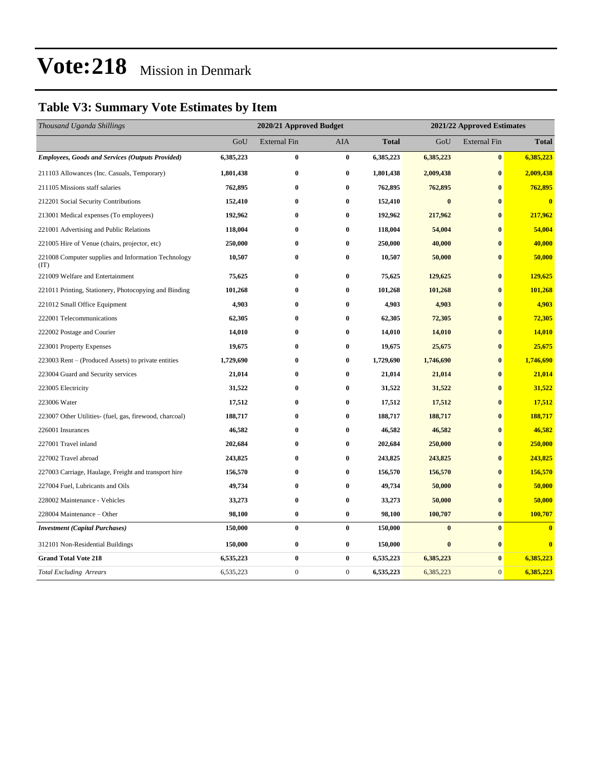# Vote:218 Mission in Denmark

## Table V3: Summary Vote Estimates by Item

| *Thousand Uganda Shillings* | 2020/21 Approved Budget | | | | 2021/22 Approved Estimates | | |
|---|---|---|---|---|---|---|---|
| | GoU | External Fin | AIA | **Total** | GoU | External Fin | **Total** |
| ***Employees, Goods and Services (Outputs Provided)*** | **6,385,223** | **0** | **0** | **6,385,223** | **6,385,223** | **0** | **6,385,223** |
| 211103 Allowances (Inc. Casuals, Temporary) | **1,801,438** | **0** | **0** | **1,801,438** | **2,009,438** | **0** | **2,009,438** |
| 211105 Missions staff salaries | **762,895** | **0** | **0** | **762,895** | **762,895** | **0** | **762,895** |
| 212201 Social Security Contributions | **152,410** | **0** | **0** | **152,410** | **0** | **0** | **0** |
| 213001 Medical expenses (To employees) | **192,962** | **0** | **0** | **192,962** | **217,962** | **0** | **217,962** |
| 221001 Advertising and Public Relations | **118,004** | **0** | **0** | **118,004** | **54,004** | **0** | **54,004** |
| 221005 Hire of Venue (chairs, projector, etc) | **250,000** | **0** | **0** | **250,000** | **40,000** | **0** | **40,000** |
| 221008 Computer supplies and Information Technology (IT) | **10,507** | **0** | **0** | **10,507** | **50,000** | **0** | **50,000** |
| 221009 Welfare and Entertainment | **75,625** | **0** | **0** | **75,625** | **129,625** | **0** | **129,625** |
| 221011 Printing, Stationery, Photocopying and Binding | **101,268** | **0** | **0** | **101,268** | **101,268** | **0** | **101,268** |
| 221012 Small Office Equipment | **4,903** | **0** | **0** | **4,903** | **4,903** | **0** | **4,903** |
| 222001 Telecommunications | **62,305** | **0** | **0** | **62,305** | **72,305** | **0** | **72,305** |
| 222002 Postage and Courier | **14,010** | **0** | **0** | **14,010** | **14,010** | **0** | **14,010** |
| 223001 Property Expenses | **19,675** | **0** | **0** | **19,675** | **25,675** | **0** | **25,675** |
| 223003 Rent – (Produced Assets) to private entities | **1,729,690** | **0** | **0** | **1,729,690** | **1,746,690** | **0** | **1,746,690** |
| 223004 Guard and Security services | **21,014** | **0** | **0** | **21,014** | **21,014** | **0** | **21,014** |
| 223005 Electricity | **31,522** | **0** | **0** | **31,522** | **31,522** | **0** | **31,522** |
| 223006 Water | **17,512** | **0** | **0** | **17,512** | **17,512** | **0** | **17,512** |
| 223007 Other Utilities- (fuel, gas, firewood, charcoal) | **188,717** | **0** | **0** | **188,717** | **188,717** | **0** | **188,717** |
| 226001 Insurances | **46,582** | **0** | **0** | **46,582** | **46,582** | **0** | **46,582** |
| 227001 Travel inland | **202,684** | **0** | **0** | **202,684** | **250,000** | **0** | **250,000** |
| 227002 Travel abroad | **243,825** | **0** | **0** | **243,825** | **243,825** | **0** | **243,825** |
| 227003 Carriage, Haulage, Freight and transport hire | **156,570** | **0** | **0** | **156,570** | **156,570** | **0** | **156,570** |
| 227004 Fuel, Lubricants and Oils | **49,734** | **0** | **0** | **49,734** | **50,000** | **0** | **50,000** |
| 228002 Maintenance - Vehicles | **33,273** | **0** | **0** | **33,273** | **50,000** | **0** | **50,000** |
| 228004 Maintenance – Other | **98,100** | **0** | **0** | **98,100** | **100,707** | **0** | **100,707** |
| ***Investment (Capital Purchases)*** | **150,000** | **0** | **0** | **150,000** | **0** | **0** | **0** |
| 312101 Non-Residential Buildings | **150,000** | **0** | **0** | **150,000** | **0** | **0** | **0** |
| **Grand Total Vote 218** | **6,535,223** | **0** | **0** | **6,535,223** | **6,385,223** | **0** | **6,385,223** |
| *Total Excluding Arrears* | 6,535,223 | 0 | 0 | **6,535,223** | 6,385,223 | 0 | **6,385,223** |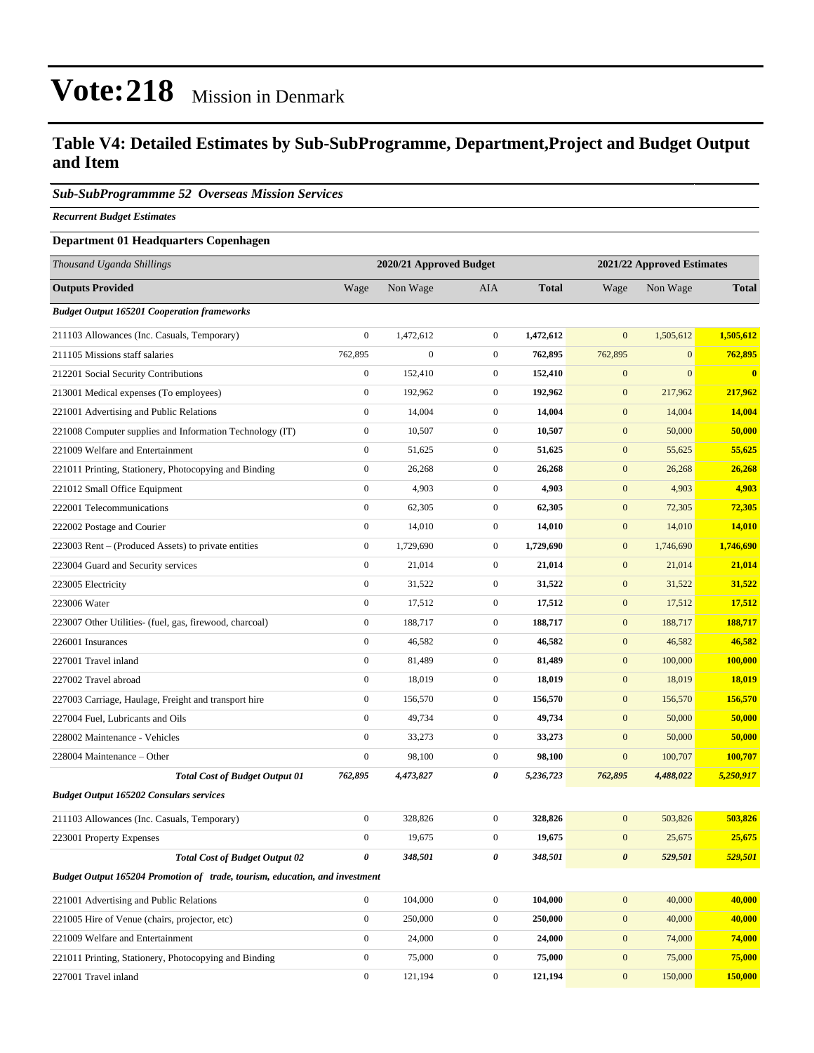# Vote:218 Mission in Denmark

## Table V4: Detailed Estimates by Sub-SubProgramme, Department,Project and Budget Output and Item

### *Sub-SubProgrammme 52 Overseas Mission Services*

***Recurrent Budget Estimates***

**Department 01 Headquarters Copenhagen**

| *Thousand Uganda Shillings* | 2020/21 Approved Budget | | | | 2021/22 Approved Estimates | | |
|---|---|---|---|---|---|---|---|
| **Outputs Provided** | Wage | Non Wage | AIA | **Total** | Wage | Non Wage | **Total** |
| ***Budget Output 165201 Cooperation frameworks*** | | | | | | | |
| 211103 Allowances (Inc. Casuals, Temporary) | 0 | 1,472,612 | 0 | **1,472,612** | 0 | 1,505,612 | **1,505,612** |
| 211105 Missions staff salaries | 762,895 | 0 | 0 | **762,895** | 762,895 | 0 | **762,895** |
| 212201 Social Security Contributions | 0 | 152,410 | 0 | **152,410** | 0 | 0 | **0** |
| 213001 Medical expenses (To employees) | 0 | 192,962 | 0 | **192,962** | 0 | 217,962 | **217,962** |
| 221001 Advertising and Public Relations | 0 | 14,004 | 0 | **14,004** | 0 | 14,004 | **14,004** |
| 221008 Computer supplies and Information Technology (IT) | 0 | 10,507 | 0 | **10,507** | 0 | 50,000 | **50,000** |
| 221009 Welfare and Entertainment | 0 | 51,625 | 0 | **51,625** | 0 | 55,625 | **55,625** |
| 221011 Printing, Stationery, Photocopying and Binding | 0 | 26,268 | 0 | **26,268** | 0 | 26,268 | **26,268** |
| 221012 Small Office Equipment | 0 | 4,903 | 0 | **4,903** | 0 | 4,903 | **4,903** |
| 222001 Telecommunications | 0 | 62,305 | 0 | **62,305** | 0 | 72,305 | **72,305** |
| 222002 Postage and Courier | 0 | 14,010 | 0 | **14,010** | 0 | 14,010 | **14,010** |
| 223003 Rent – (Produced Assets) to private entities | 0 | 1,729,690 | 0 | **1,729,690** | 0 | 1,746,690 | **1,746,690** |
| 223004 Guard and Security services | 0 | 21,014 | 0 | **21,014** | 0 | 21,014 | **21,014** |
| 223005 Electricity | 0 | 31,522 | 0 | **31,522** | 0 | 31,522 | **31,522** |
| 223006 Water | 0 | 17,512 | 0 | **17,512** | 0 | 17,512 | **17,512** |
| 223007 Other Utilities- (fuel, gas, firewood, charcoal) | 0 | 188,717 | 0 | **188,717** | 0 | 188,717 | **188,717** |
| 226001 Insurances | 0 | 46,582 | 0 | **46,582** | 0 | 46,582 | **46,582** |
| 227001 Travel inland | 0 | 81,489 | 0 | **81,489** | 0 | 100,000 | **100,000** |
| 227002 Travel abroad | 0 | 18,019 | 0 | **18,019** | 0 | 18,019 | **18,019** |
| 227003 Carriage, Haulage, Freight and transport hire | 0 | 156,570 | 0 | **156,570** | 0 | 156,570 | **156,570** |
| 227004 Fuel, Lubricants and Oils | 0 | 49,734 | 0 | **49,734** | 0 | 50,000 | **50,000** |
| 228002 Maintenance - Vehicles | 0 | 33,273 | 0 | **33,273** | 0 | 50,000 | **50,000** |
| 228004 Maintenance – Other | 0 | 98,100 | 0 | **98,100** | 0 | 100,707 | **100,707** |
| ***Total Cost of Budget Output 01*** | ***762,895*** | ***4,473,827*** | ***0*** | ***5,236,723*** | ***762,895*** | ***4,488,022*** | ***5,250,917*** |
| ***Budget Output 165202 Consulars services*** | | | | | | | |
| 211103 Allowances (Inc. Casuals, Temporary) | 0 | 328,826 | 0 | **328,826** | 0 | 503,826 | **503,826** |
| 223001 Property Expenses | 0 | 19,675 | 0 | **19,675** | 0 | 25,675 | **25,675** |
| ***Total Cost of Budget Output 02*** | ***0*** | ***348,501*** | ***0*** | ***348,501*** | ***0*** | ***529,501*** | ***529,501*** |
| ***Budget Output 165204 Promotion of trade, tourism, education, and investment*** | | | | | | | |
| 221001 Advertising and Public Relations | 0 | 104,000 | 0 | **104,000** | 0 | 40,000 | **40,000** |
| 221005 Hire of Venue (chairs, projector, etc) | 0 | 250,000 | 0 | **250,000** | 0 | 40,000 | **40,000** |
| 221009 Welfare and Entertainment | 0 | 24,000 | 0 | **24,000** | 0 | 74,000 | **74,000** |
| 221011 Printing, Stationery, Photocopying and Binding | 0 | 75,000 | 0 | **75,000** | 0 | 75,000 | **75,000** |
| 227001 Travel inland | 0 | 121,194 | 0 | **121,194** | 0 | 150,000 | **150,000** |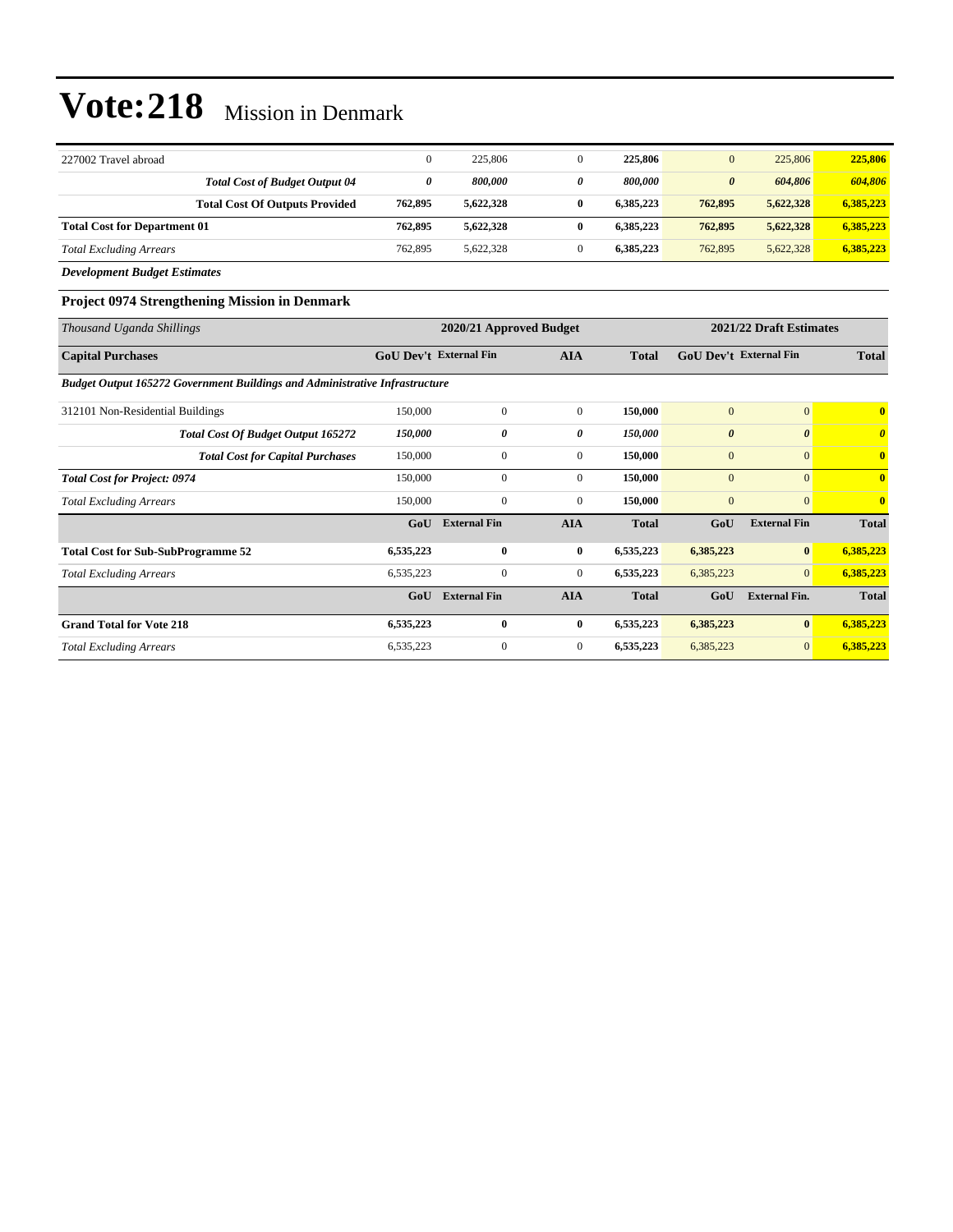# Vote:218 Mission in Denmark

| | | | | | | | |
|---|---|---|---|---|---|---|---|
| 227002 Travel abroad | 0 | 225,806 | 0 | **225,806** | 0 | 225,806 | **225,806** |
| ***Total Cost of Budget Output 04*** | ***0*** | ***800,000*** | ***0*** | ***800,000*** | ***0*** | ***604,806*** | ***604,806*** |
| **Total Cost Of Outputs Provided** | **762,895** | **5,622,328** | **0** | **6,385,223** | **762,895** | **5,622,328** | **6,385,223** |
| **Total Cost for Department 01** | **762,895** | **5,622,328** | **0** | **6,385,223** | **762,895** | **5,622,328** | **6,385,223** |
| *Total Excluding Arrears* | 762,895 | 5,622,328 | 0 | **6,385,223** | 762,895 | 5,622,328 | **6,385,223** |

***Development Budget Estimates***

### Project 0974 Strengthening Mission in Denmark

| *Thousand Uganda Shillings* | 2020/21 Approved Budget | | | | 2021/22 Draft Estimates | | |
|---|---|---|---|---|---|---|---|
| **Capital Purchases** | **GoU Dev't** | **External Fin** | **AIA** | **Total** | **GoU Dev't** | **External Fin** | **Total** |
| ***Budget Output 165272 Government Buildings and Administrative Infrastructure*** | | | | | | | |
| 312101 Non-Residential Buildings | 150,000 | 0 | 0 | **150,000** | 0 | 0 | **0** |
| ***Total Cost Of Budget Output 165272*** | ***150,000*** | ***0*** | ***0*** | ***150,000*** | ***0*** | ***0*** | ***0*** |
| ***Total Cost for Capital Purchases*** | 150,000 | 0 | 0 | **150,000** | 0 | 0 | **0** |
| ***Total Cost for Project: 0974*** | 150,000 | 0 | 0 | **150,000** | 0 | 0 | **0** |
| *Total Excluding Arrears* | 150,000 | 0 | 0 | **150,000** | 0 | 0 | **0** |
| | **GoU** | **External Fin** | **AIA** | **Total** | **GoU** | **External Fin** | **Total** |
| **Total Cost for Sub-SubProgramme 52** | **6,535,223** | **0** | **0** | **6,535,223** | **6,385,223** | **0** | **6,385,223** |
| *Total Excluding Arrears* | 6,535,223 | 0 | 0 | **6,535,223** | 6,385,223 | 0 | **6,385,223** |
| | **GoU** | **External Fin** | **AIA** | **Total** | **GoU** | **External Fin.** | **Total** |
| **Grand Total for Vote 218** | **6,535,223** | **0** | **0** | **6,535,223** | **6,385,223** | **0** | **6,385,223** |
| *Total Excluding Arrears* | 6,535,223 | 0 | 0 | **6,535,223** | 6,385,223 | 0 | **6,385,223** |